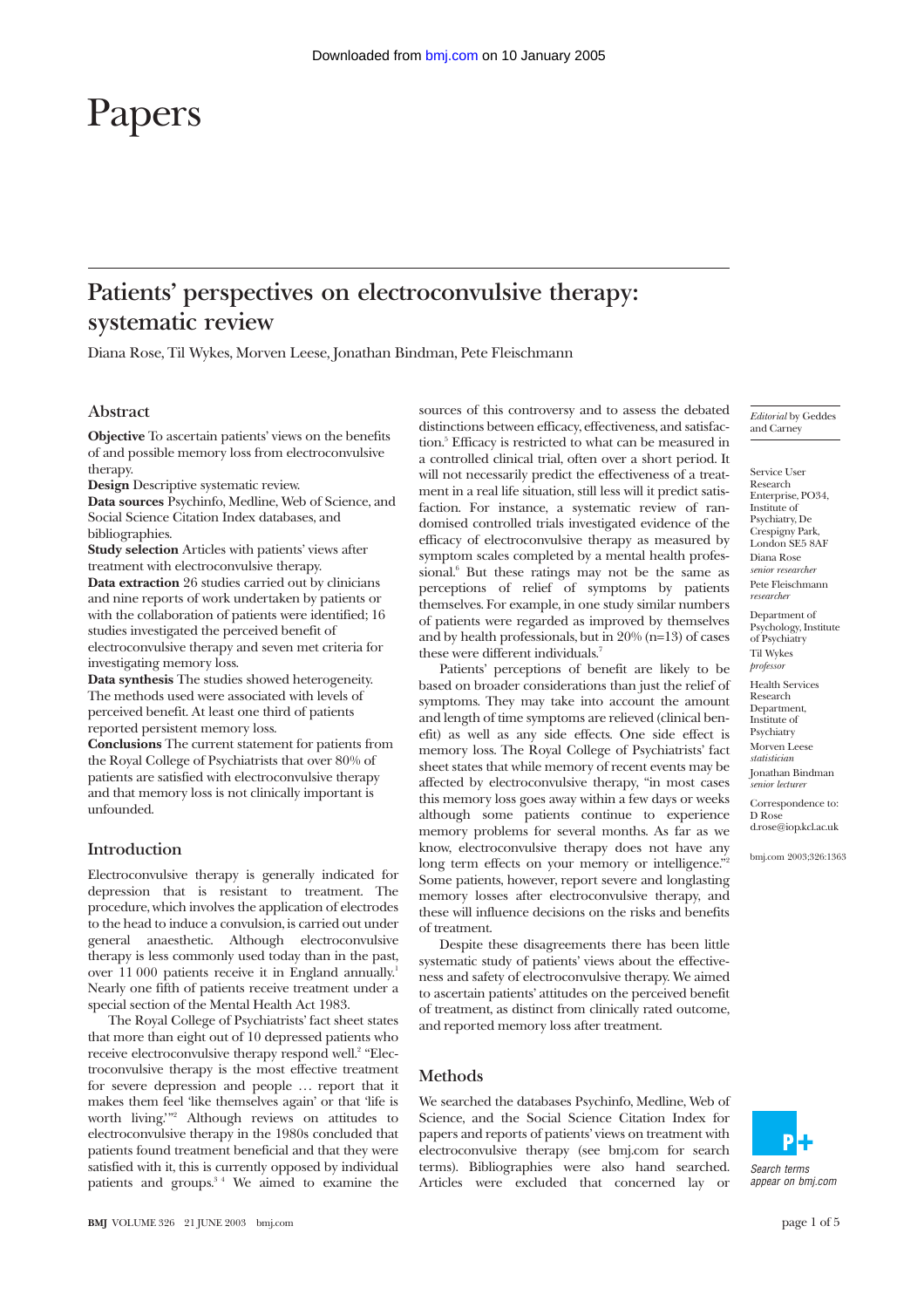# Papers

## Patients' perspectives on electroconvulsive therapy: systematic review

Diana Rose, Til Wykes, Morven Leese, Jonathan Bindman, Pete Fleischmann

### Abstract

**Objective** To ascertain patients' views on the benefits of and possible memory loss from electroconvulsive therapy.

**Design** Descriptive systematic review.

**Data sources** Psychinfo, Medline, Web of Science, and Social Science Citation Index databases, and bibliographies.

**Study selection** Articles with patients' views after treatment with electroconvulsive therapy.

**Data extraction** 26 studies carried out by clinicians and nine reports of work undertaken by patients or with the collaboration of patients were identified; 16 studies investigated the perceived benefit of electroconvulsive therapy and seven met criteria for investigating memory loss.

**Data synthesis** The studies showed heterogeneity. The methods used were associated with levels of perceived benefit. At least one third of patients reported persistent memory loss.

**Conclusions** The current statement for patients from the Royal College of Psychiatrists that over 80% of patients are satisfied with electroconvulsive therapy and that memory loss is not clinically important is unfounded.

### Introduction

Electroconvulsive therapy is generally indicated for depression that is resistant to treatment. The procedure, which involves the application of electrodes to the head to induce a convulsion, is carried out under general anaesthetic. Although electroconvulsive therapy is less commonly used today than in the past, over 11 000 patients receive it in England annually.[1] Nearly one fifth of patients receive treatment under a special section of the Mental Health Act 1983.

The Royal College of Psychiatrists' fact sheet states that more than eight out of 10 depressed patients who receive electroconvulsive therapy respond well.[2] "Electroconvulsive therapy is the most effective treatment for severe depression and people … report that it makes them feel 'like themselves again' or that 'life is worth living.'"[2] Although reviews on attitudes to electroconvulsive therapy in the 1980s concluded that patients found treatment beneficial and that they were satisfied with it, this is currently opposed by individual patients and groups.[3 4] We aimed to examine the sources of this controversy and to assess the debated distinctions between efficacy, effectiveness, and satisfaction.[5] Efficacy is restricted to what can be measured in a controlled clinical trial, often over a short period. It will not necessarily predict the effectiveness of a treatment in a real life situation, still less will it predict satisfaction. For instance, a systematic review of randomised controlled trials investigated evidence of the efficacy of electroconvulsive therapy as measured by symptom scales completed by a mental health professional.[6] But these ratings may not be the same as perceptions of relief of symptoms by patients themselves. For example, in one study similar numbers of patients were regarded as improved by themselves and by health professionals, but in 20% (n=13) of cases these were different individuals.[7]

Patients' perceptions of benefit are likely to be based on broader considerations than just the relief of symptoms. They may take into account the amount and length of time symptoms are relieved (clinical benefit) as well as any side effects. One side effect is memory loss. The Royal College of Psychiatrists' fact sheet states that while memory of recent events may be affected by electroconvulsive therapy, "in most cases this memory loss goes away within a few days or weeks although some patients continue to experience memory problems for several months. As far as we know, electroconvulsive therapy does not have any long term effects on your memory or intelligence."[2] Some patients, however, report severe and longlasting memory losses after electroconvulsive therapy, and these will influence decisions on the risks and benefits of treatment.

Despite these disagreements there has been little systematic study of patients' views about the effectiveness and safety of electroconvulsive therapy. We aimed to ascertain patients' attitudes on the perceived benefit of treatment, as distinct from clinically rated outcome, and reported memory loss after treatment.

### Methods

We searched the databases Psychinfo, Medline, Web of Science, and the Social Science Citation Index for papers and reports of patients' views on treatment with electroconvulsive therapy (see bmj.com for search terms). Bibliographies were also hand searched. Articles were excluded that concerned lay or

*Editorial* by Geddes and Carney

Service User Research Enterprise, PO34, Institute of Psychiatry, De Crespigny Park, London SE5 8AF
Diana Rose *senior researcher*
Pete Fleischmann *researcher*

Department of Psychology, Institute of Psychiatry
Til Wykes *professor*

Health Services Research Department, Institute of Psychiatry
Morven Leese *statistician*
Jonathan Bindman *senior lecturer*

Correspondence to: D Rose d.rose@iop.kcl.ac.uk

bmj.com 2003;326:1363

Search terms appear on bmj.com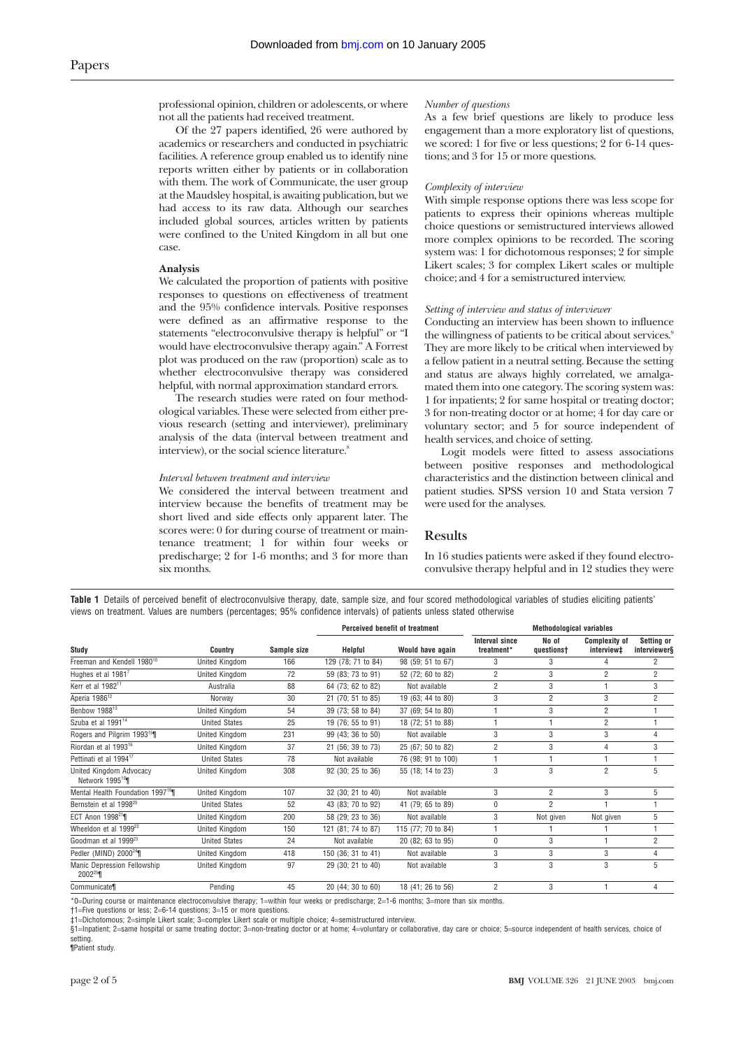professional opinion, children or adolescents, or where not all the patients had received treatment.

Of the 27 papers identified, 26 were authored by academics or researchers and conducted in psychiatric facilities. A reference group enabled us to identify nine reports written either by patients or in collaboration with them. The work of Communicate, the user group at the Maudsley hospital, is awaiting publication, but we had access to its raw data. Although our searches included global sources, articles written by patients were confined to the United Kingdom in all but one case.

### Analysis

We calculated the proportion of patients with positive responses to questions on effectiveness of treatment and the 95% confidence intervals. Positive responses were defined as an affirmative response to the statements "electroconvulsive therapy is helpful" or "I would have electroconvulsive therapy again." A Forrest plot was produced on the raw (proportion) scale as to whether electroconvulsive therapy was considered helpful, with normal approximation standard errors.

The research studies were rated on four methodological variables. These were selected from either previous research (setting and interviewer), preliminary analysis of the data (interval between treatment and interview), or the social science literature.[8]

*Interval between treatment and interview*

We considered the interval between treatment and interview because the benefits of treatment may be short lived and side effects only apparent later. The scores were: 0 for during course of treatment or maintenance treatment; 1 for within four weeks or predischarge; 2 for 1-6 months; and 3 for more than six months.

*Number of questions*

As a few brief questions are likely to produce less engagement than a more exploratory list of questions, we scored: 1 for five or less questions; 2 for 6-14 questions; and 3 for 15 or more questions.

*Complexity of interview*

With simple response options there was less scope for patients to express their opinions whereas multiple choice questions or semistructured interviews allowed more complex opinions to be recorded. The scoring system was: 1 for dichotomous responses; 2 for simple Likert scales; 3 for complex Likert scales or multiple choice; and 4 for a semistructured interview.

*Setting of interview and status of interviewer*

Conducting an interview has been shown to influence the willingness of patients to be critical about services.[9] They are more likely to be critical when interviewed by a fellow patient in a neutral setting. Because the setting and status are always highly correlated, we amalgamated them into one category. The scoring system was: 1 for inpatients; 2 for same hospital or treating doctor; 3 for non-treating doctor or at home; 4 for day care or voluntary sector; and 5 for source independent of health services, and choice of setting.

Logit models were fitted to assess associations between positive responses and methodological characteristics and the distinction between clinical and patient studies. SPSS version 10 and Stata version 7 were used for the analyses.

## Results

In 16 studies patients were asked if they found electroconvulsive therapy helpful and in 12 studies they were

**Table 1** Details of perceived benefit of electroconvulsive therapy, date, sample size, and four scored methodological variables of studies eliciting patients' views on treatment. Values are numbers (percentages; 95% confidence intervals) of patients unless stated otherwise

| Study | Country | Sample size | Perceived benefit of treatment | | Methodological variables | | | |
|---|---|---|---|---|---|---|---|---|
| | | | Helpful | Would have again | Interval since treatment* | No of questions† | Complexity of interview‡ | Setting or interviewer§ |
| Freeman and Kendell 1980[10] | United Kingdom | 166 | 129 (78; 71 to 84) | 98 (59; 51 to 67) | 3 | 3 | 4 | 2 |
| Hughes et al 1981[7] | United Kingdom | 72 | 59 (83; 73 to 91) | 52 (72; 60 to 82) | 2 | 3 | 2 | 2 |
| Kerr et al 1982[11] | Australia | 88 | 64 (73; 62 to 82) | Not available | 2 | 3 | 1 | 3 |
| Aperia 1986[12] | Norway | 30 | 21 (70; 51 to 85) | 19 (63; 44 to 80) | 3 | 2 | 3 | 2 |
| Benbow 1988[13] | United Kingdom | 54 | 39 (73; 58 to 84) | 37 (69; 54 to 80) | 1 | 3 | 2 | 1 |
| Szuba et al 1991[14] | United States | 25 | 19 (76; 55 to 91) | 18 (72; 51 to 88) | 1 | 1 | 2 | 1 |
| Rogers and Pilgrim 1993[15]¶ | United Kingdom | 231 | 99 (43; 36 to 50) | Not available | 3 | 3 | 3 | 4 |
| Riordan et al 1993[16] | United Kingdom | 37 | 21 (56; 39 to 73) | 25 (67; 50 to 82) | 2 | 3 | 4 | 3 |
| Pettinati et al 1994[17] | United States | 78 | Not available | 76 (98; 91 to 100) | 1 | 1 | 1 | 1 |
| United Kingdom Advocacy Network 1995[18]¶ | United Kingdom | 308 | 92 (30; 25 to 36) | 55 (18; 14 to 23) | 3 | 3 | 2 | 5 |
| Mental Health Foundation 1997[19]¶ | United Kingdom | 107 | 32 (30; 21 to 40) | Not available | 3 | 2 | 3 | 5 |
| Bernstein et al 1998[20] | United States | 52 | 43 (83; 70 to 92) | 41 (79; 65 to 89) | 0 | 2 | 1 | 1 |
| ECT Anon 1998[21]¶ | United Kingdom | 200 | 58 (29; 23 to 36) | Not available | 3 | Not given | Not given | 5 |
| Wheeldon et al 1999[22] | United Kingdom | 150 | 121 (81; 74 to 87) | 115 (77; 70 to 84) | 1 | 1 | 1 | 1 |
| Goodman et al 1999[23] | United States | 24 | Not available | 20 (82; 63 to 95) | 0 | 3 | 1 | 2 |
| Pedler (MIND) 2000[24]¶ | United Kingdom | 418 | 150 (36; 31 to 41) | Not available | 3 | 3 | 3 | 4 |
| Manic Depression Fellowship 2002[25]¶ | United Kingdom | 97 | 29 (30; 21 to 40) | Not available | 3 | 3 | 3 | 5 |
| Communicate¶ | Pending | 45 | 20 (44; 30 to 60) | 18 (41; 26 to 56) | 2 | 3 | 1 | 4 |

*0=During course or maintenance electroconvulsive therapy; 1=within four weeks or predischarge; 2=1-6 months; 3=more than six months.
†1=Five questions or less; 2=6-14 questions; 3=15 or more questions.
‡1=Dichotomous; 2=simple Likert scale; 3=complex Likert scale or multiple choice; 4=semistructured interview.
§1=Inpatient; 2=same hospital or same treating doctor; 3=non-treating doctor or at home; 4=voluntary or collaborative, day care or choice; 5=source independent of health services, choice of setting.
¶Patient study.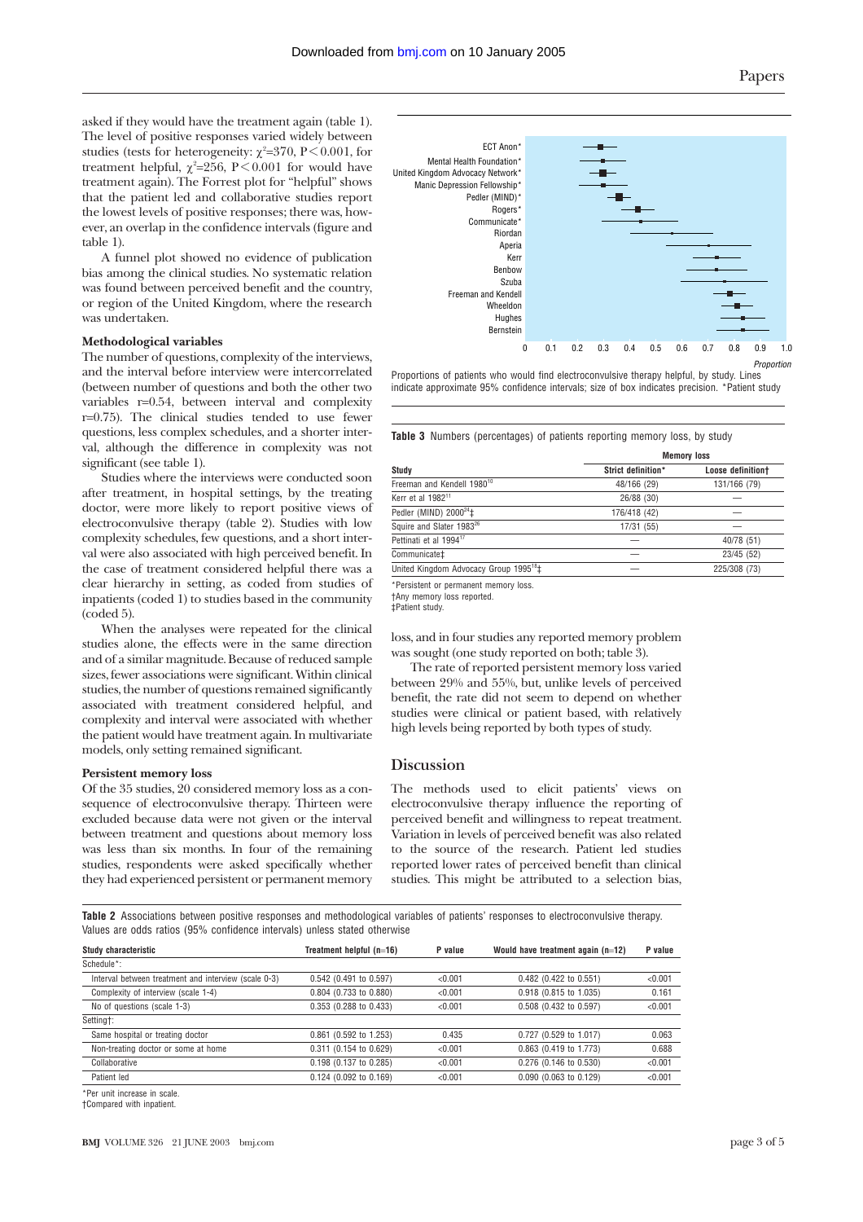asked if they would have the treatment again (table 1). The level of positive responses varied widely between studies (tests for heterogeneity: $\chi^2$=370, P<0.001, for treatment helpful, $\chi^2$=256, P<0.001 for would have treatment again). The Forrest plot for "helpful" shows that the patient led and collaborative studies report the lowest levels of positive responses; there was, however, an overlap in the confidence intervals (figure and table 1).

A funnel plot showed no evidence of publication bias among the clinical studies. No systematic relation was found between perceived benefit and the country, or region of the United Kingdom, where the research was undertaken.

### Methodological variables

The number of questions, complexity of the interviews, and the interval before interview were intercorrelated (between number of questions and both the other two variables r=0.54, between interval and complexity r=0.75). The clinical studies tended to use fewer questions, less complex schedules, and a shorter interval, although the difference in complexity was not significant (see table 1).

Studies where the interviews were conducted soon after treatment, in hospital settings, by the treating doctor, were more likely to report positive views of electroconvulsive therapy (table 2). Studies with low complexity schedules, few questions, and a short interval were also associated with high perceived benefit. In the case of treatment considered helpful there was a clear hierarchy in setting, as coded from studies of inpatients (coded 1) to studies based in the community (coded 5).

When the analyses were repeated for the clinical studies alone, the effects were in the same direction and of a similar magnitude. Because of reduced sample sizes, fewer associations were significant. Within clinical studies, the number of questions remained significantly associated with treatment considered helpful, and complexity and interval were associated with whether the patient would have treatment again. In multivariate models, only setting remained significant.

### Persistent memory loss

Of the 35 studies, 20 considered memory loss as a consequence of electroconvulsive therapy. Thirteen were excluded because data were not given or the interval between treatment and questions about memory loss was less than six months. In four of the remaining studies, respondents were asked specifically whether they had experienced persistent or permanent memory loss, and in four studies any reported memory problem was sought (one study reported on both; table 3).

The rate of reported persistent memory loss varied between 29% and 55%, but, unlike levels of perceived benefit, the rate did not seem to depend on whether studies were clinical or patient based, with relatively high levels being reported by both types of study.

Proportions of patients who would find electroconvulsive therapy helpful, by study. Lines indicate approximate 95% confidence intervals; size of box indicates precision. *Patient study

**Table 3** Numbers (percentages) of patients reporting memory loss, by study

| Study | Memory loss | |
|---|---|---|
| | Strict definition* | Loose definition† |
| Freeman and Kendell 1980[10] | 48/166 (29) | 131/166 (79) |
| Kerr et al 1982[11] | 26/88 (30) | — |
| Pedler (MIND) 2000[24]‡ | 176/418 (42) | — |
| Squire and Slater 1983[26] | 17/31 (55) | — |
| Pettinati et al 1994[17] | — | 40/78 (51) |
| Communicate‡ | — | 23/45 (52) |
| United Kingdom Advocacy Group 1995[19]‡ | — | 225/308 (73) |

*Persistent or permanent memory loss.
†Any memory loss reported.
‡Patient study.

## Discussion

The methods used to elicit patients' views on electroconvulsive therapy influence the reporting of perceived benefit and willingness to repeat treatment. Variation in levels of perceived benefit was also related to the source of the research. Patient led studies reported lower rates of perceived benefit than clinical studies. This might be attributed to a selection bias,

**Table 2** Associations between positive responses and methodological variables of patients' responses to electroconvulsive therapy. Values are odds ratios (95% confidence intervals) unless stated otherwise

| Study characteristic | Treatment helpful (n=16) | P value | Would have treatment again (n=12) | P value |
|---|---|---|---|---|
| Schedule*: | | | | |
| Interval between treatment and interview (scale 0-3) | 0.542 (0.491 to 0.597) | <0.001 | 0.482 (0.422 to 0.551) | <0.001 |
| Complexity of interview (scale 1-4) | 0.804 (0.733 to 0.880) | <0.001 | 0.918 (0.815 to 1.035) | 0.161 |
| No of questions (scale 1-3) | 0.353 (0.288 to 0.433) | <0.001 | 0.508 (0.432 to 0.597) | <0.001 |
| Setting†: | | | | |
| Same hospital or treating doctor | 0.861 (0.592 to 1.253) | 0.435 | 0.727 (0.529 to 1.017) | 0.063 |
| Non-treating doctor or some at home | 0.311 (0.154 to 0.629) | <0.001 | 0.863 (0.419 to 1.773) | 0.688 |
| Collaborative | 0.198 (0.137 to 0.285) | <0.001 | 0.276 (0.146 to 0.530) | <0.001 |
| Patient led | 0.124 (0.092 to 0.169) | <0.001 | 0.090 (0.063 to 0.129) | <0.001 |

*Per unit increase in scale.
†Compared with inpatient.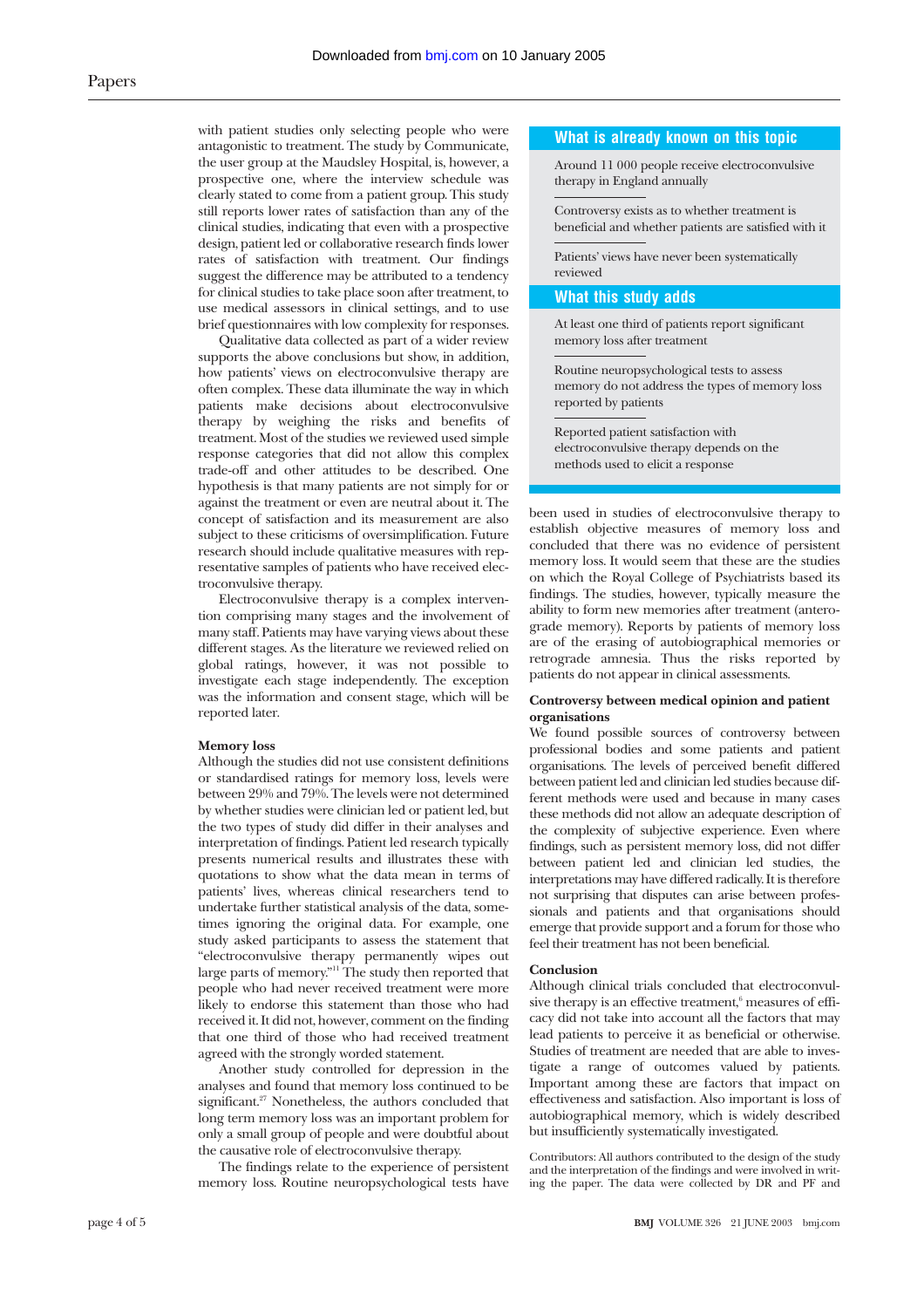with patient studies only selecting people who were antagonistic to treatment. The study by Communicate, the user group at the Maudsley Hospital, is, however, a prospective one, where the interview schedule was clearly stated to come from a patient group. This study still reports lower rates of satisfaction than any of the clinical studies, indicating that even with a prospective design, patient led or collaborative research finds lower rates of satisfaction with treatment. Our findings suggest the difference may be attributed to a tendency for clinical studies to take place soon after treatment, to use medical assessors in clinical settings, and to use brief questionnaires with low complexity for responses.

Qualitative data collected as part of a wider review supports the above conclusions but show, in addition, how patients' views on electroconvulsive therapy are often complex. These data illuminate the way in which patients make decisions about electroconvulsive therapy by weighing the risks and benefits of treatment. Most of the studies we reviewed used simple response categories that did not allow this complex trade-off and other attitudes to be described. One hypothesis is that many patients are not simply for or against the treatment or even are neutral about it. The concept of satisfaction and its measurement are also subject to these criticisms of oversimplification. Future research should include qualitative measures with representative samples of patients who have received electroconvulsive therapy.

Electroconvulsive therapy is a complex intervention comprising many stages and the involvement of many staff. Patients may have varying views about these different stages. As the literature we reviewed relied on global ratings, however, it was not possible to investigate each stage independently. The exception was the information and consent stage, which will be reported later.

### Memory loss

Although the studies did not use consistent definitions or standardised ratings for memory loss, levels were between 29% and 79%. The levels were not determined by whether studies were clinician led or patient led, but the two types of study did differ in their analyses and interpretation of findings. Patient led research typically presents numerical results and illustrates these with quotations to show what the data mean in terms of patients' lives, whereas clinical researchers tend to undertake further statistical analysis of the data, sometimes ignoring the original data. For example, one study asked participants to assess the statement that "electroconvulsive therapy permanently wipes out large parts of memory."[11] The study then reported that people who had never received treatment were more likely to endorse this statement than those who had received it. It did not, however, comment on the finding that one third of those who had received treatment agreed with the strongly worded statement.

Another study controlled for depression in the analyses and found that memory loss continued to be significant.[27] Nonetheless, the authors concluded that long term memory loss was an important problem for only a small group of people and were doubtful about the causative role of electroconvulsive therapy.

The findings relate to the experience of persistent memory loss. Routine neuropsychological tests have been used in studies of electroconvulsive therapy to establish objective measures of memory loss and concluded that there was no evidence of persistent memory loss. It would seem that these are the studies on which the Royal College of Psychiatrists based its findings. The studies, however, typically measure the ability to form new memories after treatment (anterograde memory). Reports by patients of memory loss are of the erasing of autobiographical memories or retrograde amnesia. Thus the risks reported by patients do not appear in clinical assessments.

> **What is already known on this topic**
>
> Around 11 000 people receive electroconvulsive therapy in England annually
>
> Controversy exists as to whether treatment is beneficial and whether patients are satisfied with it
>
> Patients' views have never been systematically reviewed
>
> **What this study adds**
>
> At least one third of patients report significant memory loss after treatment
>
> Routine neuropsychological tests to assess memory do not address the types of memory loss reported by patients
>
> Reported patient satisfaction with electroconvulsive therapy depends on the methods used to elicit a response

### Controversy between medical opinion and patient organisations

We found possible sources of controversy between professional bodies and some patients and patient organisations. The levels of perceived benefit differed between patient led and clinician led studies because different methods were used and because in many cases these methods did not allow an adequate description of the complexity of subjective experience. Even where findings, such as persistent memory loss, did not differ between patient led and clinician led studies, the interpretations may have differed radically. It is therefore not surprising that disputes can arise between professionals and patients and that organisations should emerge that provide support and a forum for those who feel their treatment has not been beneficial.

### Conclusion

Although clinical trials concluded that electroconvulsive therapy is an effective treatment,[6] measures of efficacy did not take into account all the factors that may lead patients to perceive it as beneficial or otherwise. Studies of treatment are needed that are able to investigate a range of outcomes valued by patients. Important among these are factors that impact on effectiveness and satisfaction. Also important is loss of autobiographical memory, which is widely described but insufficiently systematically investigated.

Contributors: All authors contributed to the design of the study and the interpretation of the findings and were involved in writing the paper. The data were collected by DR and PF and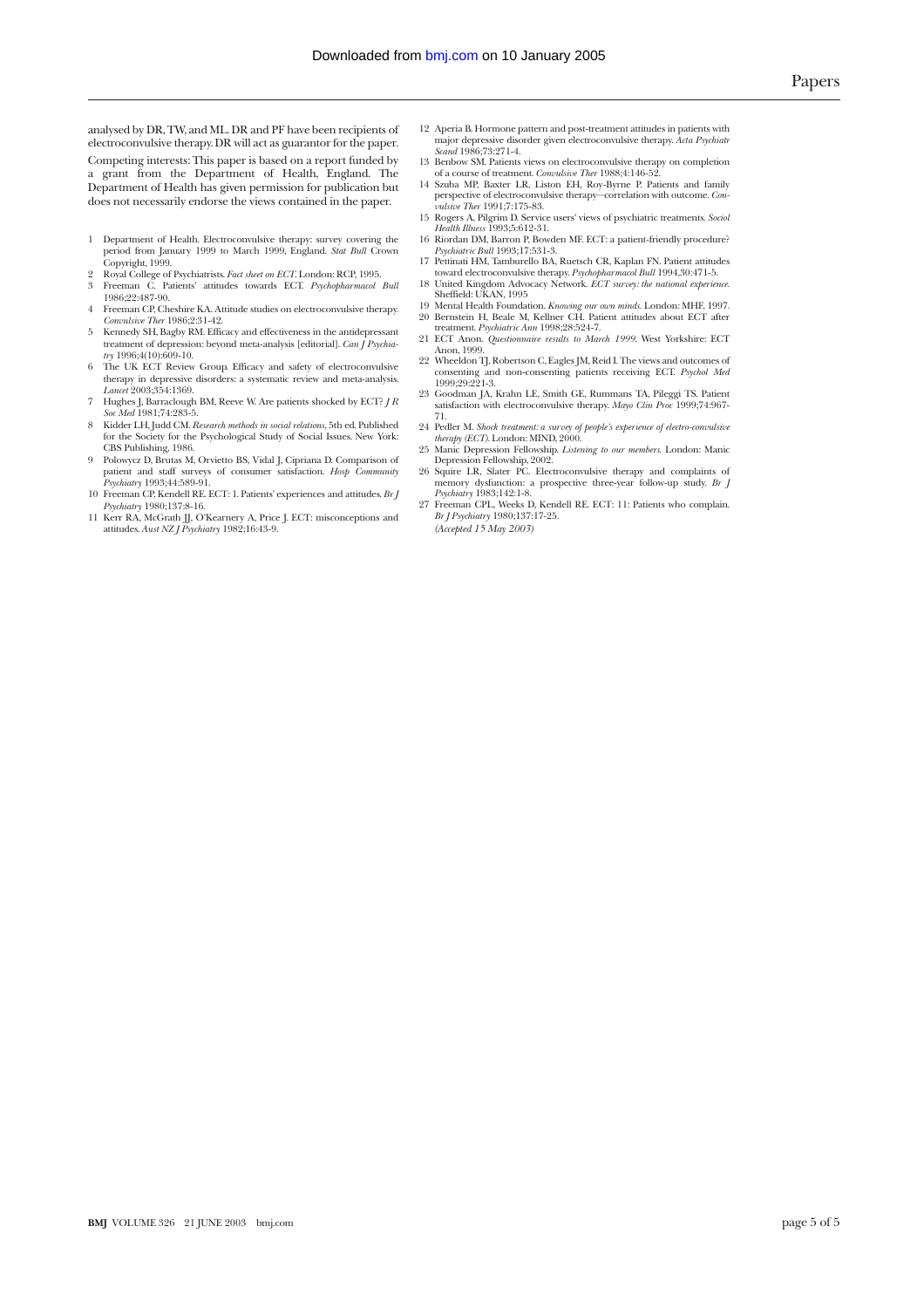analysed by DR, TW, and ML. DR and PF have been recipients of electroconvulsive therapy. DR will act as guarantor for the paper.

Competing interests: This paper is based on a report funded by a grant from the Department of Health, England. The Department of Health has given permission for publication but does not necessarily endorse the views contained in the paper.

1. Department of Health. Electroconvulsive therapy: survey covering the period from January 1999 to March 1999, England. *Stat Bull* Crown Copyright, 1999.
2. Royal College of Psychiatrists. *Fact sheet on ECT*. London: RCP, 1995.
3. Freeman C. Patients' attitudes towards ECT. *Psychopharmacol Bull* 1986;22:487-90.
4. Freeman CP, Cheshire KA. Attitude studies on electroconvulsive therapy. *Convulsive Ther* 1986;2:31-42.
5. Kennedy SH, Bagby RM. Efficacy and effectiveness in the antidepressant treatment of depression: beyond meta-analysis [editorial]. *Can J Psychiatry* 1996;4(10):609-10.
6. The UK ECT Review Group. Efficacy and safety of electroconvulsive therapy in depressive disorders: a systematic review and meta-analysis. *Lancet* 2003;354:1369.
7. Hughes J, Barraclough BM, Reeve W. Are patients shocked by ECT? *J R Soc Med* 1981;74:283-5.
8. Kidder LH, Judd CM. *Research methods in social relations*, 5th ed. Published for the Society for the Psychological Study of Social Issues. New York: CBS Publishing, 1986.
9. Polowycz D, Brutas M, Orvietto BS, Vidal J, Cipriana D. Comparison of patient and staff surveys of consumer satisfaction. *Hosp Community Psychiatry* 1993;44:589-91.
10. Freeman CP, Kendell RE. ECT: 1. Patients' experiences and attitudes. *Br J Psychiatry* 1980;137:8-16.
11. Kerr RA, McGrath JJ, O'Kearney A, Price J. ECT: misconceptions and attitudes. *Aust NZ J Psychiatry* 1982;16:43-9.
12. Aperia B. Hormone pattern and post-treatment attitudes in patients with major depressive disorder given electroconvulsive therapy. *Acta Psychiatr Scand* 1986;73:271-4.
13. Benbow SM. Patients views on electroconvulsive therapy on completion of a course of treatment. *Convulsive Ther* 1988;4:146-52.
14. Szuba MP, Baxter LR, Liston EH, Roy-Byrne P. Patients and family perspective of electroconvulsive therapy—correlation with outcome. *Convulsive Ther* 1991;7:175-83.
15. Rogers A, Pilgrim D. Service users' views of psychiatric treatments. *Sociol Health Illness* 1993;5:612-31.
16. Riordan DM, Barron P, Bowden MF. ECT: a patient-friendly procedure? *Psychiatric Bull* 1993;17:531-3.
17. Pettinati HM, Tamburello BA, Ruetsch CR, Kaplan FN. Patient attitudes toward electroconvulsive therapy. *Psychopharmacol Bull* 1994,30:471-5.
18. United Kingdom Advocacy Network. *ECT survey: the national experience*. Sheffield: UKAN, 1995
19. Mental Health Foundation. *Knowing our own minds*. London: MHF, 1997.
20. Bernstein H, Beale M, Kellner CH. Patient attitudes about ECT after treatment. *Psychiatric Ann* 1998;28:524-7.
21. ECT Anon. *Questionnaire results to March 1999*. West Yorkshire: ECT Anon, 1999.
22. Wheeldon TJ, Robertson C, Eagles JM, Reid I. The views and outcomes of consenting and non-consenting patients receiving ECT. *Psychol Med* 1999;29:221-3.
23. Goodman JA, Krahn LE, Smith GE, Rummans TA, Pileggi TS. Patient satisfaction with electroconvulsive therapy. *Mayo Clin Proc* 1999;74:967-71.
24. Pedler M. *Shock treatment: a survey of people's experience of electro-convulsive therapy (ECT)*. London: MIND, 2000.
25. Manic Depression Fellowship. *Listening to our members*. London: Manic Depression Fellowship, 2002.
26. Squire LR, Slater PC. Electroconvulsive therapy and complaints of memory dysfunction: a prospective three-year follow-up study. *Br J Psychiatry* 1983;142:1-8.
27. Freeman CPL, Weeks D, Kendell RE. ECT: 11: Patients who complain. *Br J Psychiatry* 1980;137:17-25.

*(Accepted 15 May 2003)*